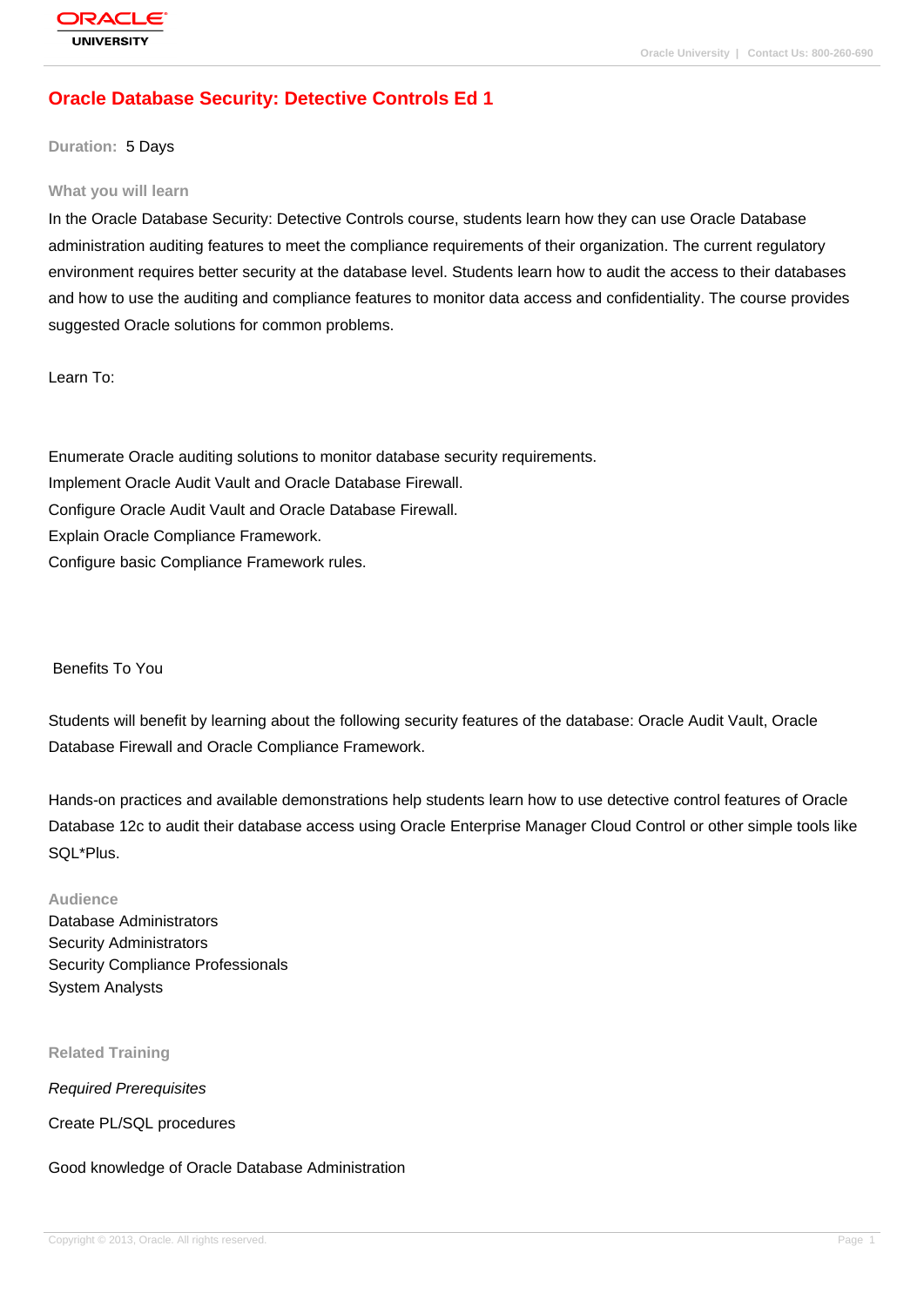# Oracle Database Security: Detective Controls Ed 1

**Duration:** 5 Days

## What you will learn

In the Oracle Database Security: Detective Controls course, students learn how they can use Oracle Database administration auditing features to meet the compliance requirements of their organization. The current regulatory environment requires better security at the database level. Students learn how to audit the access to their databases and how to use the auditing and compliance features to monitor data access and confidentiality. The course provides suggested Oracle solutions for common problems.

Learn To:

Enumerate Oracle auditing solutions to monitor database security requirements.
Implement Oracle Audit Vault and Oracle Database Firewall.
Configure Oracle Audit Vault and Oracle Database Firewall.
Explain Oracle Compliance Framework.
Configure basic Compliance Framework rules.

Benefits To You

Students will benefit by learning about the following security features of the database: Oracle Audit Vault, Oracle Database Firewall and Oracle Compliance Framework.

Hands-on practices and available demonstrations help students learn how to use detective control features of Oracle Database 12c to audit their database access using Oracle Enterprise Manager Cloud Control or other simple tools like SQL*Plus.

## Audience

Database Administrators
Security Administrators
Security Compliance Professionals
System Analysts

## Related Training

*Required Prerequisites*

Create PL/SQL procedures

Good knowledge of Oracle Database Administration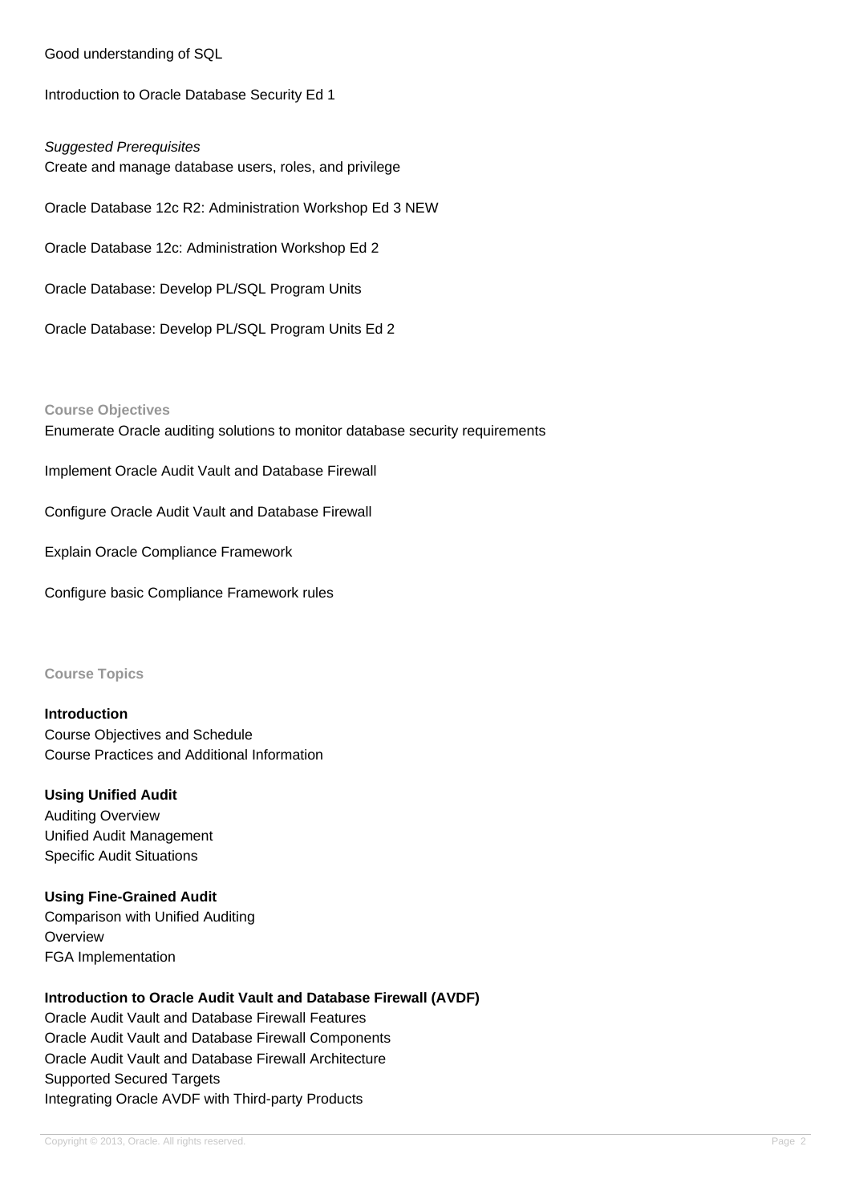Good understanding of SQL

Introduction to Oracle Database Security Ed 1

*Suggested Prerequisites*

Create and manage database users, roles, and privilege

Oracle Database 12c R2: Administration Workshop Ed 3 NEW

Oracle Database 12c: Administration Workshop Ed 2

Oracle Database: Develop PL/SQL Program Units

Oracle Database: Develop PL/SQL Program Units Ed 2

## Course Objectives

Enumerate Oracle auditing solutions to monitor database security requirements

Implement Oracle Audit Vault and Database Firewall

Configure Oracle Audit Vault and Database Firewall

Explain Oracle Compliance Framework

Configure basic Compliance Framework rules

## Course Topics

**Introduction**

Course Objectives and Schedule
Course Practices and Additional Information

**Using Unified Audit**

Auditing Overview
Unified Audit Management
Specific Audit Situations

**Using Fine-Grained Audit**

Comparison with Unified Auditing
Overview
FGA Implementation

**Introduction to Oracle Audit Vault and Database Firewall (AVDF)**

Oracle Audit Vault and Database Firewall Features
Oracle Audit Vault and Database Firewall Components
Oracle Audit Vault and Database Firewall Architecture
Supported Secured Targets
Integrating Oracle AVDF with Third-party Products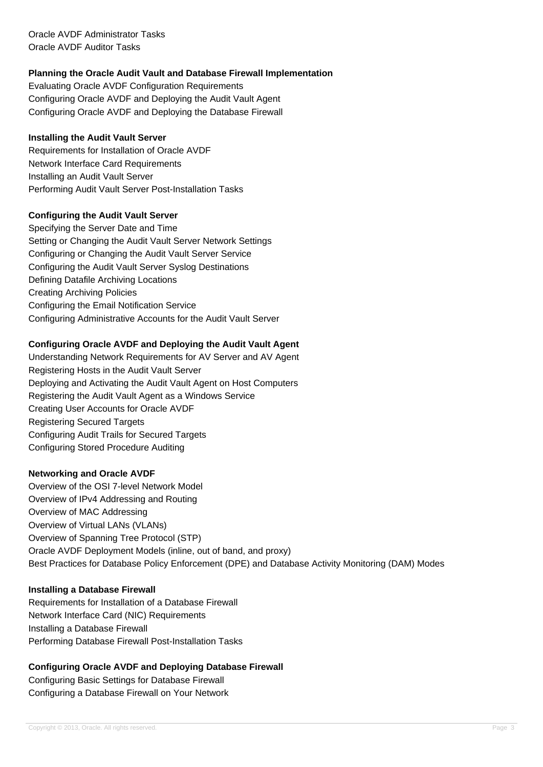Oracle AVDF Administrator Tasks
Oracle AVDF Auditor Tasks

**Planning the Oracle Audit Vault and Database Firewall Implementation**

Evaluating Oracle AVDF Configuration Requirements
Configuring Oracle AVDF and Deploying the Audit Vault Agent
Configuring Oracle AVDF and Deploying the Database Firewall

**Installing the Audit Vault Server**

Requirements for Installation of Oracle AVDF
Network Interface Card Requirements
Installing an Audit Vault Server
Performing Audit Vault Server Post-Installation Tasks

**Configuring the Audit Vault Server**

Specifying the Server Date and Time
Setting or Changing the Audit Vault Server Network Settings
Configuring or Changing the Audit Vault Server Service
Configuring the Audit Vault Server Syslog Destinations
Defining Datafile Archiving Locations
Creating Archiving Policies
Configuring the Email Notification Service
Configuring Administrative Accounts for the Audit Vault Server

**Configuring Oracle AVDF and Deploying the Audit Vault Agent**

Understanding Network Requirements for AV Server and AV Agent
Registering Hosts in the Audit Vault Server
Deploying and Activating the Audit Vault Agent on Host Computers
Registering the Audit Vault Agent as a Windows Service
Creating User Accounts for Oracle AVDF
Registering Secured Targets
Configuring Audit Trails for Secured Targets
Configuring Stored Procedure Auditing

**Networking and Oracle AVDF**

Overview of the OSI 7-level Network Model
Overview of IPv4 Addressing and Routing
Overview of MAC Addressing
Overview of Virtual LANs (VLANs)
Overview of Spanning Tree Protocol (STP)
Oracle AVDF Deployment Models (inline, out of band, and proxy)
Best Practices for Database Policy Enforcement (DPE) and Database Activity Monitoring (DAM) Modes

**Installing a Database Firewall**

Requirements for Installation of a Database Firewall
Network Interface Card (NIC) Requirements
Installing a Database Firewall
Performing Database Firewall Post-Installation Tasks

**Configuring Oracle AVDF and Deploying Database Firewall**

Configuring Basic Settings for Database Firewall
Configuring a Database Firewall on Your Network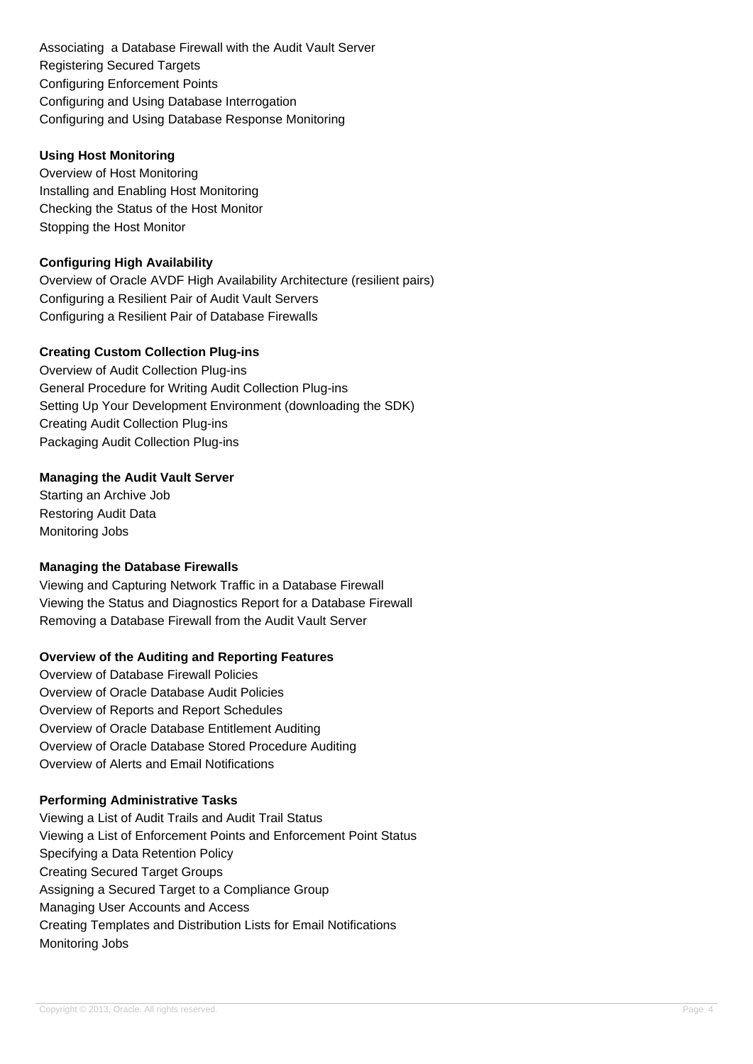Associating a Database Firewall with the Audit Vault Server
Registering Secured Targets
Configuring Enforcement Points
Configuring and Using Database Interrogation
Configuring and Using Database Response Monitoring

**Using Host Monitoring**

Overview of Host Monitoring
Installing and Enabling Host Monitoring
Checking the Status of the Host Monitor
Stopping the Host Monitor

**Configuring High Availability**

Overview of Oracle AVDF High Availability Architecture (resilient pairs)
Configuring a Resilient Pair of Audit Vault Servers
Configuring a Resilient Pair of Database Firewalls

**Creating Custom Collection Plug-ins**

Overview of Audit Collection Plug-ins
General Procedure for Writing Audit Collection Plug-ins
Setting Up Your Development Environment (downloading the SDK)
Creating Audit Collection Plug-ins
Packaging Audit Collection Plug-ins

**Managing the Audit Vault Server**

Starting an Archive Job
Restoring Audit Data
Monitoring Jobs

**Managing the Database Firewalls**

Viewing and Capturing Network Traffic in a Database Firewall
Viewing the Status and Diagnostics Report for a Database Firewall
Removing a Database Firewall from the Audit Vault Server

**Overview of the Auditing and Reporting Features**

Overview of Database Firewall Policies
Overview of Oracle Database Audit Policies
Overview of Reports and Report Schedules
Overview of Oracle Database Entitlement Auditing
Overview of Oracle Database Stored Procedure Auditing
Overview of Alerts and Email Notifications

**Performing Administrative Tasks**

Viewing a List of Audit Trails and Audit Trail Status
Viewing a List of Enforcement Points and Enforcement Point Status
Specifying a Data Retention Policy
Creating Secured Target Groups
Assigning a Secured Target to a Compliance Group
Managing User Accounts and Access
Creating Templates and Distribution Lists for Email Notifications
Monitoring Jobs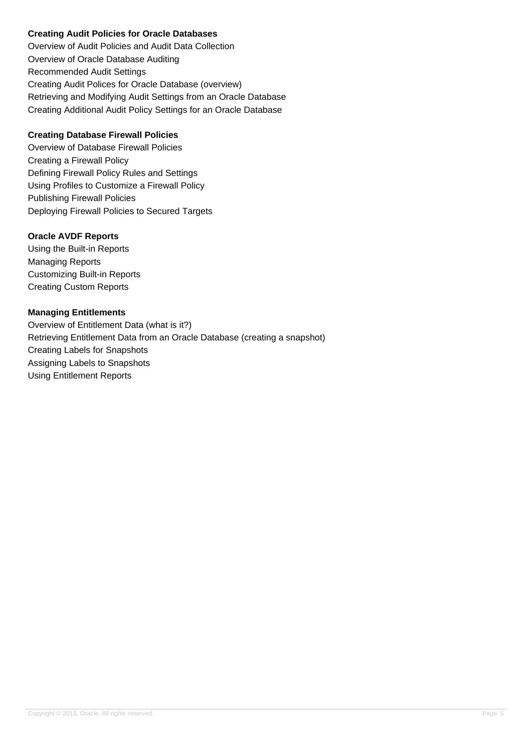**Creating Audit Policies for Oracle Databases**

Overview of Audit Policies and Audit Data Collection
Overview of Oracle Database Auditing
Recommended Audit Settings
Creating Audit Polices for Oracle Database (overview)
Retrieving and Modifying Audit Settings from an Oracle Database
Creating Additional Audit Policy Settings for an Oracle Database

**Creating Database Firewall Policies**

Overview of Database Firewall Policies
Creating a Firewall Policy
Defining Firewall Policy Rules and Settings
Using Profiles to Customize a Firewall Policy
Publishing Firewall Policies
Deploying Firewall Policies to Secured Targets

**Oracle AVDF Reports**

Using the Built-in Reports
Managing Reports
Customizing Built-in Reports
Creating Custom Reports

**Managing Entitlements**

Overview of Entitlement Data (what is it?)
Retrieving Entitlement Data from an Oracle Database (creating a snapshot)
Creating Labels for Snapshots
Assigning Labels to Snapshots
Using Entitlement Reports